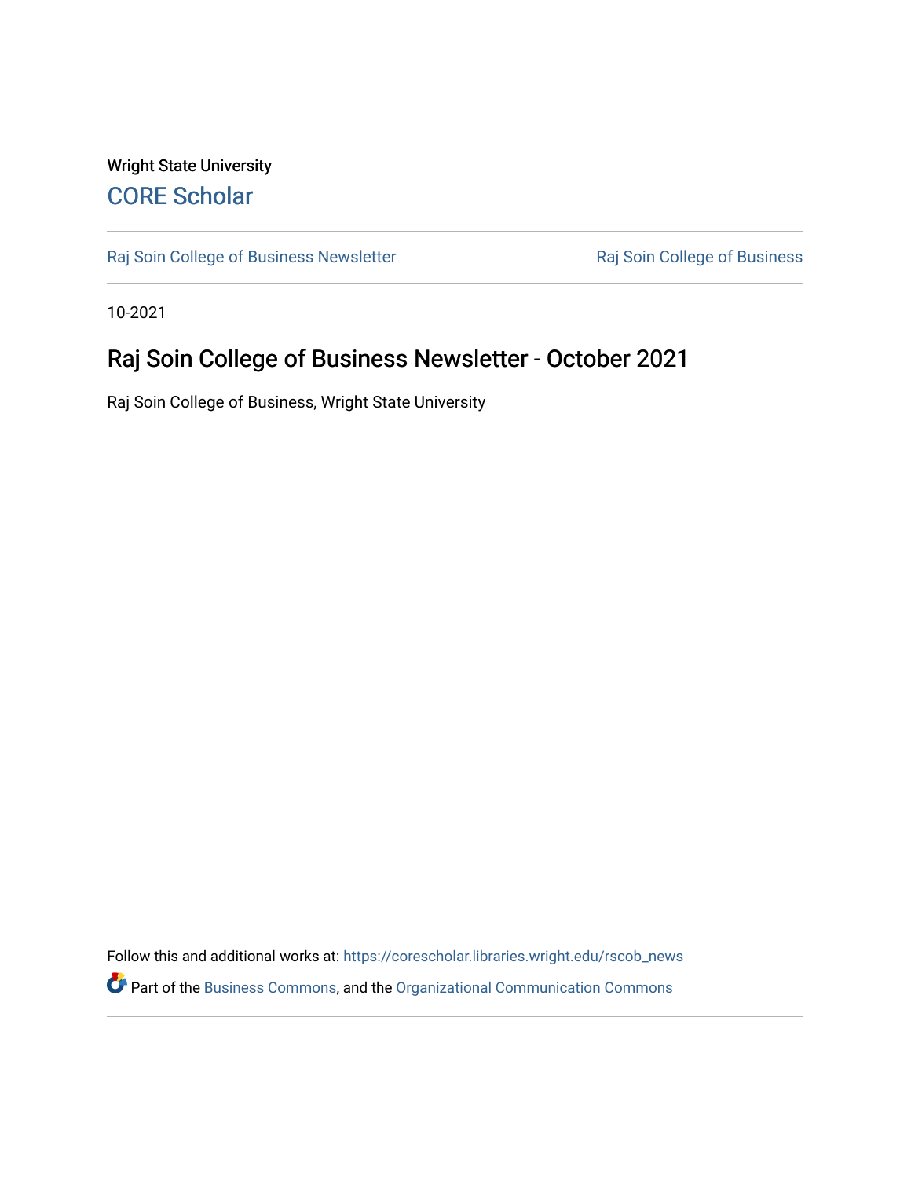Wright State University

CORE Scholar

Raj Soin College of Business Newsletter

Raj Soin College of Business

10-2021

# Raj Soin College of Business Newsletter - October 2021

Raj Soin College of Business, Wright State University

Follow this and additional works at: https://corescholar.libraries.wright.edu/rscob_news

Part of the Business Commons, and the Organizational Communication Commons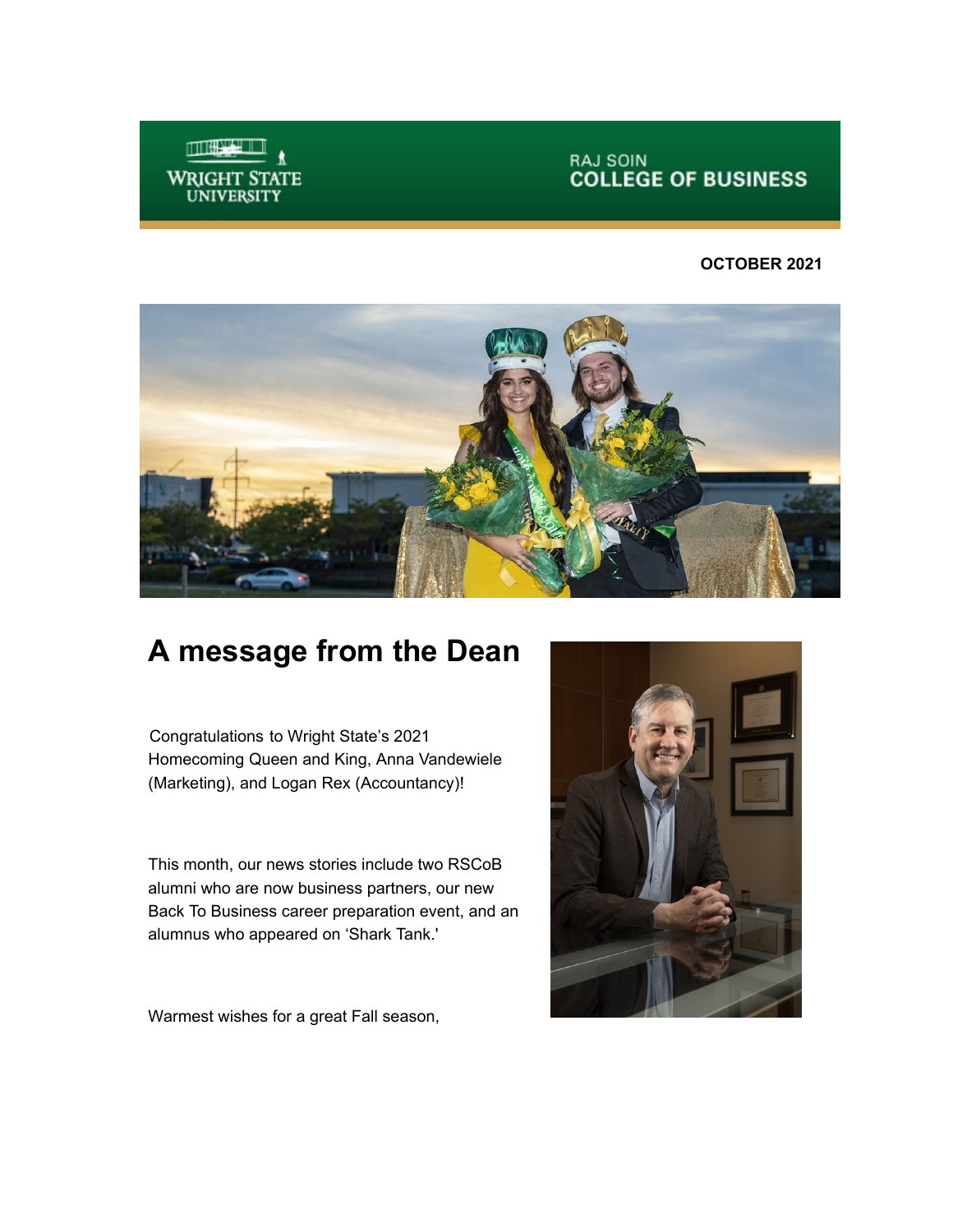WRIGHT STATE UNIVERSITY

RAJ SOIN COLLEGE OF BUSINESS

**OCTOBER 2021**

# A message from the Dean

Congratulations to Wright State's 2021 Homecoming Queen and King, Anna Vandewiele (Marketing), and Logan Rex (Accountancy)!

This month, our news stories include two RSCoB alumni who are now business partners, our new Back To Business career preparation event, and an alumnus who appeared on 'Shark Tank.'

Warmest wishes for a great Fall season,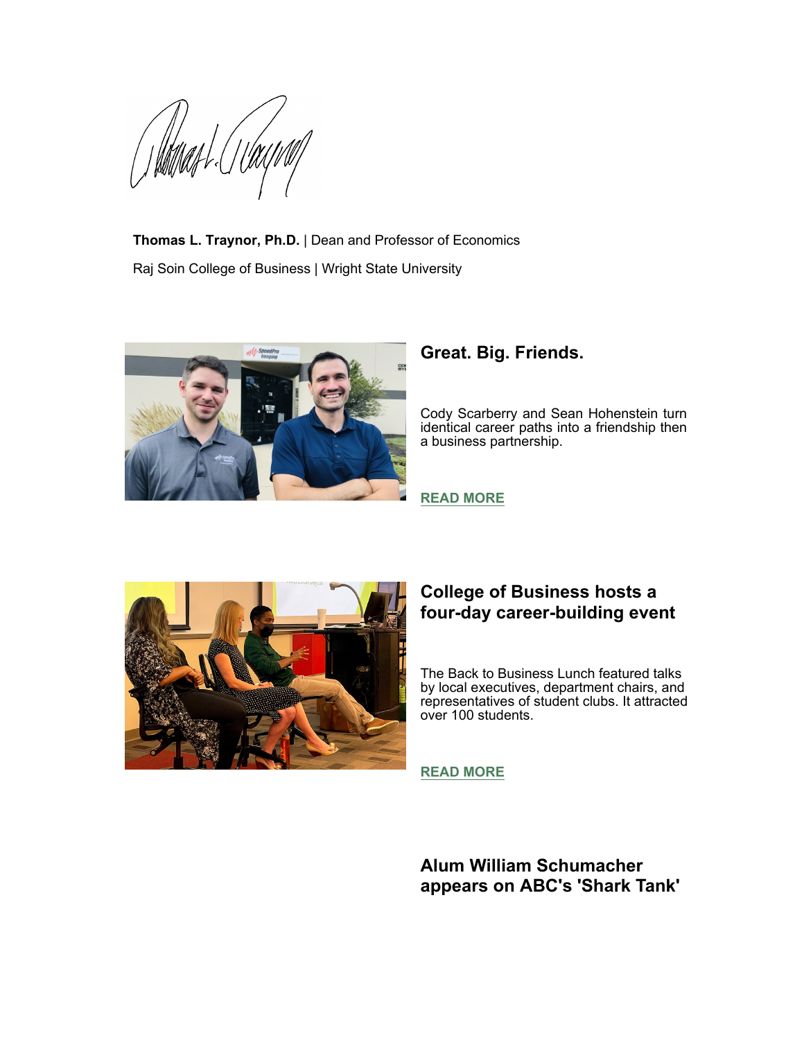**Thomas L. Traynor, Ph.D.** | Dean and Professor of Economics

Raj Soin College of Business | Wright State University

## Great. Big. Friends.

Cody Scarberry and Sean Hohenstein turn identical career paths into a friendship then a business partnership.

**READ MORE**

## College of Business hosts a four-day career-building event

The Back to Business Lunch featured talks by local executives, department chairs, and representatives of student clubs. It attracted over 100 students.

**READ MORE**

## Alum William Schumacher appears on ABC's 'Shark Tank'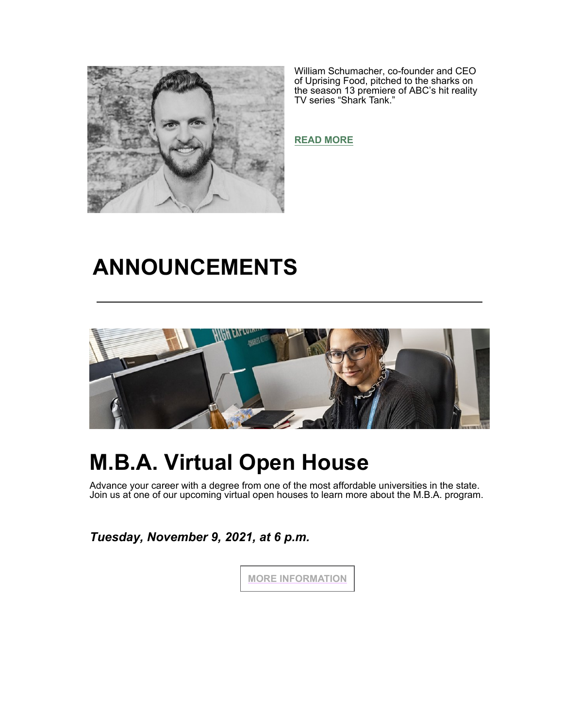William Schumacher, co-founder and CEO of Uprising Food, pitched to the sharks on the season 13 premiere of ABC's hit reality TV series "Shark Tank."

**READ MORE**

# ANNOUNCEMENTS

---

## M.B.A. Virtual Open House

Advance your career with a degree from one of the most affordable universities in the state. Join us at one of our upcoming virtual open houses to learn more about the M.B.A. program.

***Tuesday, November 9, 2021, at 6 p.m.***

**MORE INFORMATION**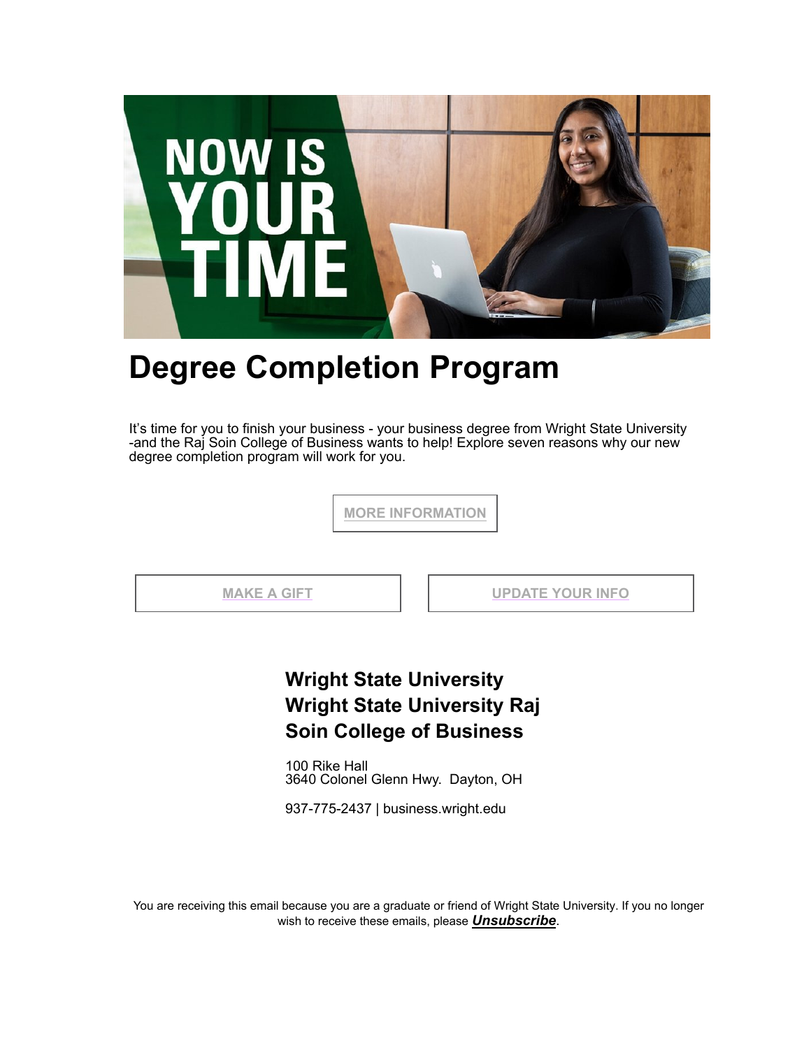NOW IS YOUR TIME

# Degree Completion Program

It's time for you to finish your business - your business degree from Wright State University -and the Raj Soin College of Business wants to help! Explore seven reasons why our new degree completion program will work for you.

MORE INFORMATION

MAKE A GIFT

UPDATE YOUR INFO

**Wright State University**
**Wright State University Raj Soin College of Business**

100 Rike Hall
3640 Colonel Glenn Hwy. Dayton, OH

937-775-2437 | business.wright.edu

You are receiving this email because you are a graduate or friend of Wright State University. If you no longer wish to receive these emails, please ***Unsubscribe***.